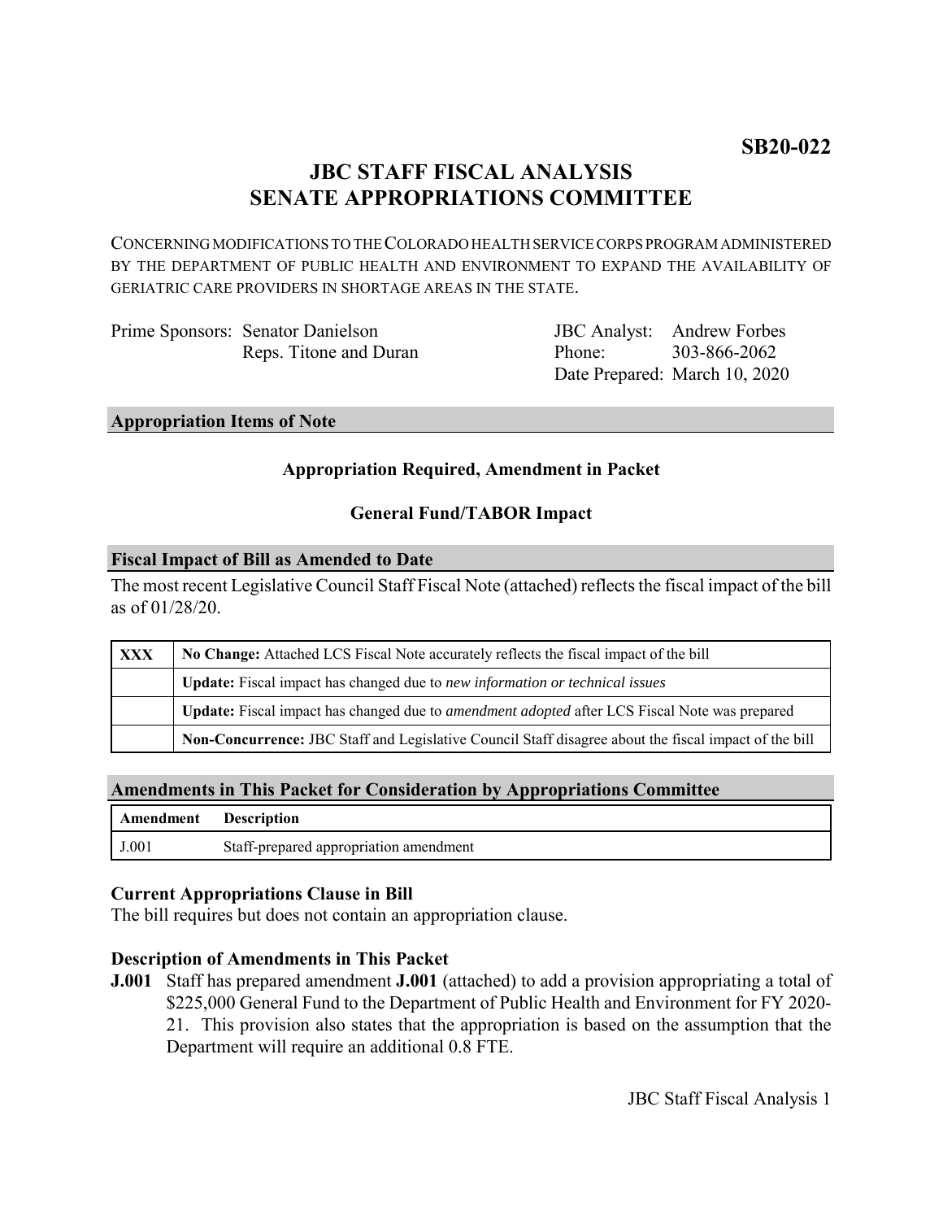**SB20-022**

# JBC STAFF FISCAL ANALYSIS
# SENATE APPROPRIATIONS COMMITTEE

CONCERNING MODIFICATIONS TO THE COLORADO HEALTH SERVICE CORPS PROGRAM ADMINISTERED BY THE DEPARTMENT OF PUBLIC HEALTH AND ENVIRONMENT TO EXPAND THE AVAILABILITY OF GERIATRIC CARE PROVIDERS IN SHORTAGE AREAS IN THE STATE.

Prime Sponsors: Senator Danielson
Reps. Titone and Duran

JBC Analyst: Andrew Forbes
Phone: 303-866-2062
Date Prepared: March 10, 2020

## Appropriation Items of Note

**Appropriation Required, Amendment in Packet**

**General Fund/TABOR Impact**

## Fiscal Impact of Bill as Amended to Date

The most recent Legislative Council Staff Fiscal Note (attached) reflects the fiscal impact of the bill as of 01/28/20.

| | |
|---|---|
| **XXX** | **No Change:** Attached LCS Fiscal Note accurately reflects the fiscal impact of the bill |
| | **Update:** Fiscal impact has changed due to *new information or technical issues* |
| | **Update:** Fiscal impact has changed due to *amendment adopted* after LCS Fiscal Note was prepared |
| | **Non-Concurrence:** JBC Staff and Legislative Council Staff disagree about the fiscal impact of the bill |

## Amendments in This Packet for Consideration by Appropriations Committee

| Amendment | Description |
|---|---|
| J.001 | Staff-prepared appropriation amendment |

### Current Appropriations Clause in Bill

The bill requires but does not contain an appropriation clause.

### Description of Amendments in This Packet

**J.001** Staff has prepared amendment **J.001** (attached) to add a provision appropriating a total of $225,000 General Fund to the Department of Public Health and Environment for FY 2020-21. This provision also states that the appropriation is based on the assumption that the Department will require an additional 0.8 FTE.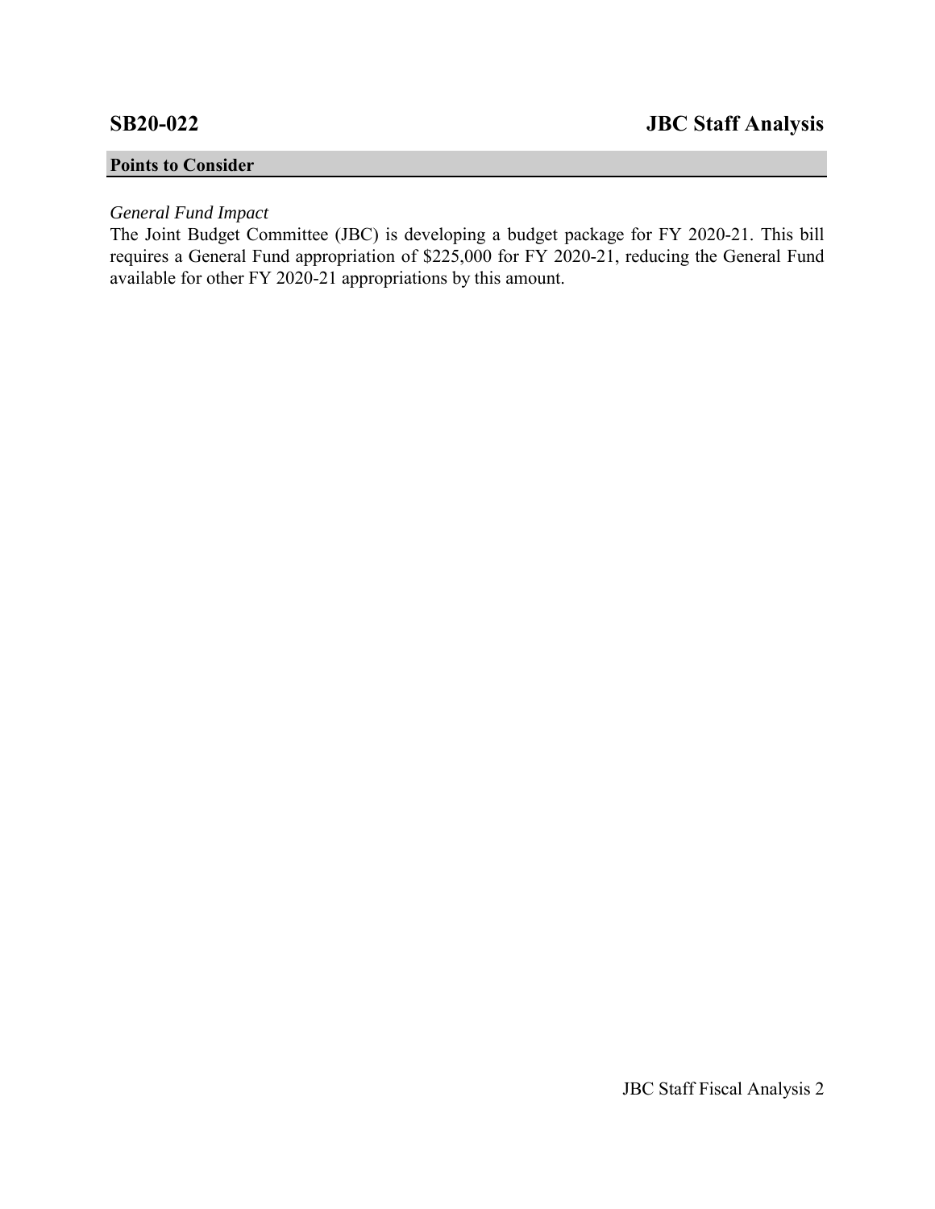## Points to Consider

*General Fund Impact*

The Joint Budget Committee (JBC) is developing a budget package for FY 2020-21. This bill requires a General Fund appropriation of $225,000 for FY 2020-21, reducing the General Fund available for other FY 2020-21 appropriations by this amount.